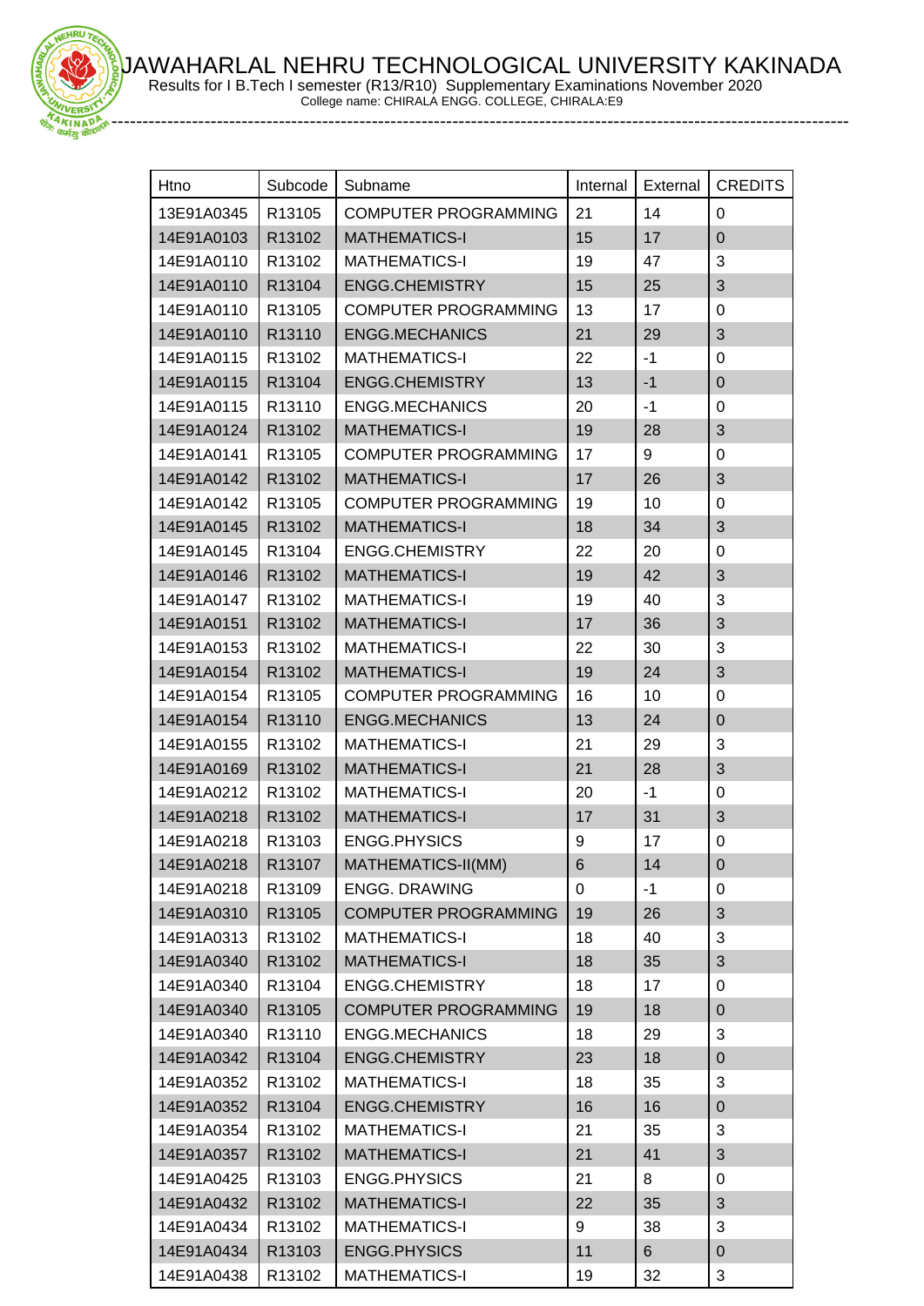# JAWAHARLAL NEHRU TECHNOLOGICAL UNIVERSITY KAKINADA

Results for I B.Tech I semester (R13/R10) Supplementary Examinations November 2020

College name: CHIRALA ENGG. COLLEGE, CHIRALA:E9

| Htno | Subcode | Subname | Internal | External | CREDITS |
|---|---|---|---|---|---|
| 13E91A0345 | R13105 | COMPUTER PROGRAMMING | 21 | 14 | 0 |
| 14E91A0103 | R13102 | MATHEMATICS-I | 15 | 17 | 0 |
| 14E91A0110 | R13102 | MATHEMATICS-I | 19 | 47 | 3 |
| 14E91A0110 | R13104 | ENGG.CHEMISTRY | 15 | 25 | 3 |
| 14E91A0110 | R13105 | COMPUTER PROGRAMMING | 13 | 17 | 0 |
| 14E91A0110 | R13110 | ENGG.MECHANICS | 21 | 29 | 3 |
| 14E91A0115 | R13102 | MATHEMATICS-I | 22 | -1 | 0 |
| 14E91A0115 | R13104 | ENGG.CHEMISTRY | 13 | -1 | 0 |
| 14E91A0115 | R13110 | ENGG.MECHANICS | 20 | -1 | 0 |
| 14E91A0124 | R13102 | MATHEMATICS-I | 19 | 28 | 3 |
| 14E91A0141 | R13105 | COMPUTER PROGRAMMING | 17 | 9 | 0 |
| 14E91A0142 | R13102 | MATHEMATICS-I | 17 | 26 | 3 |
| 14E91A0142 | R13105 | COMPUTER PROGRAMMING | 19 | 10 | 0 |
| 14E91A0145 | R13102 | MATHEMATICS-I | 18 | 34 | 3 |
| 14E91A0145 | R13104 | ENGG.CHEMISTRY | 22 | 20 | 0 |
| 14E91A0146 | R13102 | MATHEMATICS-I | 19 | 42 | 3 |
| 14E91A0147 | R13102 | MATHEMATICS-I | 19 | 40 | 3 |
| 14E91A0151 | R13102 | MATHEMATICS-I | 17 | 36 | 3 |
| 14E91A0153 | R13102 | MATHEMATICS-I | 22 | 30 | 3 |
| 14E91A0154 | R13102 | MATHEMATICS-I | 19 | 24 | 3 |
| 14E91A0154 | R13105 | COMPUTER PROGRAMMING | 16 | 10 | 0 |
| 14E91A0154 | R13110 | ENGG.MECHANICS | 13 | 24 | 0 |
| 14E91A0155 | R13102 | MATHEMATICS-I | 21 | 29 | 3 |
| 14E91A0169 | R13102 | MATHEMATICS-I | 21 | 28 | 3 |
| 14E91A0212 | R13102 | MATHEMATICS-I | 20 | -1 | 0 |
| 14E91A0218 | R13102 | MATHEMATICS-I | 17 | 31 | 3 |
| 14E91A0218 | R13103 | ENGG.PHYSICS | 9 | 17 | 0 |
| 14E91A0218 | R13107 | MATHEMATICS-II(MM) | 6 | 14 | 0 |
| 14E91A0218 | R13109 | ENGG. DRAWING | 0 | -1 | 0 |
| 14E91A0310 | R13105 | COMPUTER PROGRAMMING | 19 | 26 | 3 |
| 14E91A0313 | R13102 | MATHEMATICS-I | 18 | 40 | 3 |
| 14E91A0340 | R13102 | MATHEMATICS-I | 18 | 35 | 3 |
| 14E91A0340 | R13104 | ENGG.CHEMISTRY | 18 | 17 | 0 |
| 14E91A0340 | R13105 | COMPUTER PROGRAMMING | 19 | 18 | 0 |
| 14E91A0340 | R13110 | ENGG.MECHANICS | 18 | 29 | 3 |
| 14E91A0342 | R13104 | ENGG.CHEMISTRY | 23 | 18 | 0 |
| 14E91A0352 | R13102 | MATHEMATICS-I | 18 | 35 | 3 |
| 14E91A0352 | R13104 | ENGG.CHEMISTRY | 16 | 16 | 0 |
| 14E91A0354 | R13102 | MATHEMATICS-I | 21 | 35 | 3 |
| 14E91A0357 | R13102 | MATHEMATICS-I | 21 | 41 | 3 |
| 14E91A0425 | R13103 | ENGG.PHYSICS | 21 | 8 | 0 |
| 14E91A0432 | R13102 | MATHEMATICS-I | 22 | 35 | 3 |
| 14E91A0434 | R13102 | MATHEMATICS-I | 9 | 38 | 3 |
| 14E91A0434 | R13103 | ENGG.PHYSICS | 11 | 6 | 0 |
| 14E91A0438 | R13102 | MATHEMATICS-I | 19 | 32 | 3 |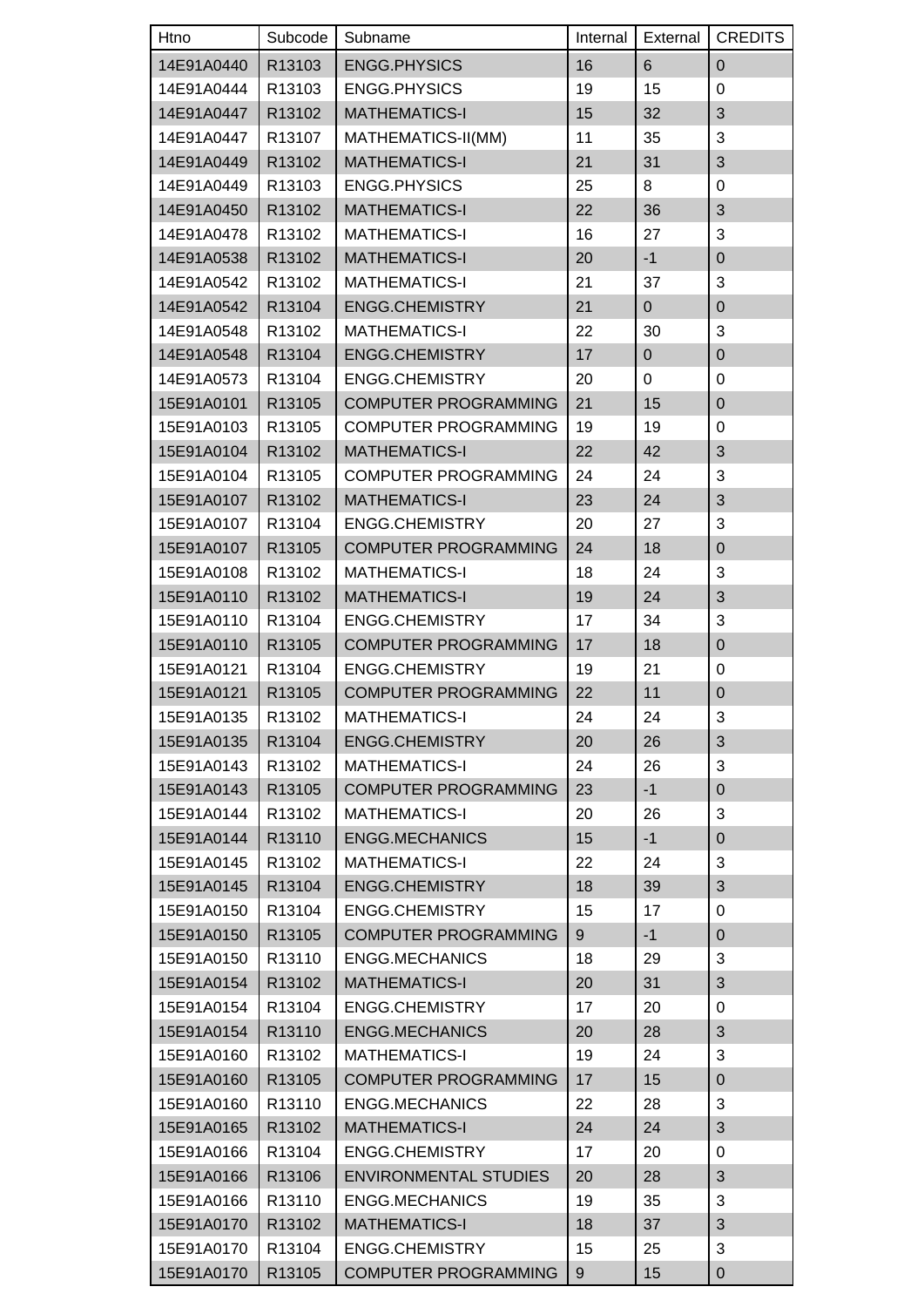| Htno | Subcode | Subname | Internal | External | CREDITS |
|---|---|---|---|---|---|
| 14E91A0440 | R13103 | ENGG.PHYSICS | 16 | 6 | 0 |
| 14E91A0444 | R13103 | ENGG.PHYSICS | 19 | 15 | 0 |
| 14E91A0447 | R13102 | MATHEMATICS-I | 15 | 32 | 3 |
| 14E91A0447 | R13107 | MATHEMATICS-II(MM) | 11 | 35 | 3 |
| 14E91A0449 | R13102 | MATHEMATICS-I | 21 | 31 | 3 |
| 14E91A0449 | R13103 | ENGG.PHYSICS | 25 | 8 | 0 |
| 14E91A0450 | R13102 | MATHEMATICS-I | 22 | 36 | 3 |
| 14E91A0478 | R13102 | MATHEMATICS-I | 16 | 27 | 3 |
| 14E91A0538 | R13102 | MATHEMATICS-I | 20 | -1 | 0 |
| 14E91A0542 | R13102 | MATHEMATICS-I | 21 | 37 | 3 |
| 14E91A0542 | R13104 | ENGG.CHEMISTRY | 21 | 0 | 0 |
| 14E91A0548 | R13102 | MATHEMATICS-I | 22 | 30 | 3 |
| 14E91A0548 | R13104 | ENGG.CHEMISTRY | 17 | 0 | 0 |
| 14E91A0573 | R13104 | ENGG.CHEMISTRY | 20 | 0 | 0 |
| 15E91A0101 | R13105 | COMPUTER PROGRAMMING | 21 | 15 | 0 |
| 15E91A0103 | R13105 | COMPUTER PROGRAMMING | 19 | 19 | 0 |
| 15E91A0104 | R13102 | MATHEMATICS-I | 22 | 42 | 3 |
| 15E91A0104 | R13105 | COMPUTER PROGRAMMING | 24 | 24 | 3 |
| 15E91A0107 | R13102 | MATHEMATICS-I | 23 | 24 | 3 |
| 15E91A0107 | R13104 | ENGG.CHEMISTRY | 20 | 27 | 3 |
| 15E91A0107 | R13105 | COMPUTER PROGRAMMING | 24 | 18 | 0 |
| 15E91A0108 | R13102 | MATHEMATICS-I | 18 | 24 | 3 |
| 15E91A0110 | R13102 | MATHEMATICS-I | 19 | 24 | 3 |
| 15E91A0110 | R13104 | ENGG.CHEMISTRY | 17 | 34 | 3 |
| 15E91A0110 | R13105 | COMPUTER PROGRAMMING | 17 | 18 | 0 |
| 15E91A0121 | R13104 | ENGG.CHEMISTRY | 19 | 21 | 0 |
| 15E91A0121 | R13105 | COMPUTER PROGRAMMING | 22 | 11 | 0 |
| 15E91A0135 | R13102 | MATHEMATICS-I | 24 | 24 | 3 |
| 15E91A0135 | R13104 | ENGG.CHEMISTRY | 20 | 26 | 3 |
| 15E91A0143 | R13102 | MATHEMATICS-I | 24 | 26 | 3 |
| 15E91A0143 | R13105 | COMPUTER PROGRAMMING | 23 | -1 | 0 |
| 15E91A0144 | R13102 | MATHEMATICS-I | 20 | 26 | 3 |
| 15E91A0144 | R13110 | ENGG.MECHANICS | 15 | -1 | 0 |
| 15E91A0145 | R13102 | MATHEMATICS-I | 22 | 24 | 3 |
| 15E91A0145 | R13104 | ENGG.CHEMISTRY | 18 | 39 | 3 |
| 15E91A0150 | R13104 | ENGG.CHEMISTRY | 15 | 17 | 0 |
| 15E91A0150 | R13105 | COMPUTER PROGRAMMING | 9 | -1 | 0 |
| 15E91A0150 | R13110 | ENGG.MECHANICS | 18 | 29 | 3 |
| 15E91A0154 | R13102 | MATHEMATICS-I | 20 | 31 | 3 |
| 15E91A0154 | R13104 | ENGG.CHEMISTRY | 17 | 20 | 0 |
| 15E91A0154 | R13110 | ENGG.MECHANICS | 20 | 28 | 3 |
| 15E91A0160 | R13102 | MATHEMATICS-I | 19 | 24 | 3 |
| 15E91A0160 | R13105 | COMPUTER PROGRAMMING | 17 | 15 | 0 |
| 15E91A0160 | R13110 | ENGG.MECHANICS | 22 | 28 | 3 |
| 15E91A0165 | R13102 | MATHEMATICS-I | 24 | 24 | 3 |
| 15E91A0166 | R13104 | ENGG.CHEMISTRY | 17 | 20 | 0 |
| 15E91A0166 | R13106 | ENVIRONMENTAL STUDIES | 20 | 28 | 3 |
| 15E91A0166 | R13110 | ENGG.MECHANICS | 19 | 35 | 3 |
| 15E91A0170 | R13102 | MATHEMATICS-I | 18 | 37 | 3 |
| 15E91A0170 | R13104 | ENGG.CHEMISTRY | 15 | 25 | 3 |
| 15E91A0170 | R13105 | COMPUTER PROGRAMMING | 9 | 15 | 0 |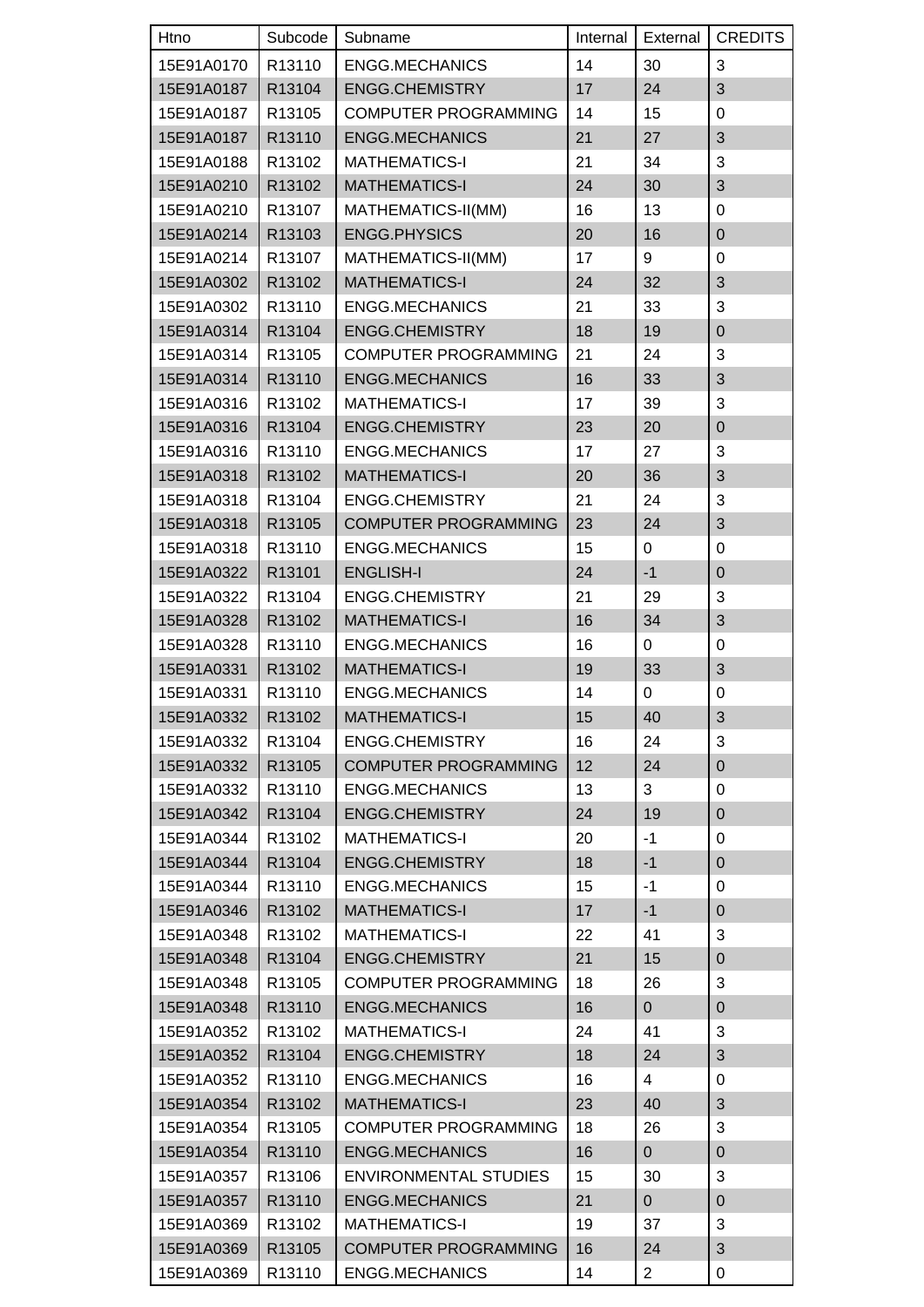| Htno | Subcode | Subname | Internal | External | CREDITS |
|---|---|---|---|---|---|
| 15E91A0170 | R13110 | ENGG.MECHANICS | 14 | 30 | 3 |
| 15E91A0187 | R13104 | ENGG.CHEMISTRY | 17 | 24 | 3 |
| 15E91A0187 | R13105 | COMPUTER PROGRAMMING | 14 | 15 | 0 |
| 15E91A0187 | R13110 | ENGG.MECHANICS | 21 | 27 | 3 |
| 15E91A0188 | R13102 | MATHEMATICS-I | 21 | 34 | 3 |
| 15E91A0210 | R13102 | MATHEMATICS-I | 24 | 30 | 3 |
| 15E91A0210 | R13107 | MATHEMATICS-II(MM) | 16 | 13 | 0 |
| 15E91A0214 | R13103 | ENGG.PHYSICS | 20 | 16 | 0 |
| 15E91A0214 | R13107 | MATHEMATICS-II(MM) | 17 | 9 | 0 |
| 15E91A0302 | R13102 | MATHEMATICS-I | 24 | 32 | 3 |
| 15E91A0302 | R13110 | ENGG.MECHANICS | 21 | 33 | 3 |
| 15E91A0314 | R13104 | ENGG.CHEMISTRY | 18 | 19 | 0 |
| 15E91A0314 | R13105 | COMPUTER PROGRAMMING | 21 | 24 | 3 |
| 15E91A0314 | R13110 | ENGG.MECHANICS | 16 | 33 | 3 |
| 15E91A0316 | R13102 | MATHEMATICS-I | 17 | 39 | 3 |
| 15E91A0316 | R13104 | ENGG.CHEMISTRY | 23 | 20 | 0 |
| 15E91A0316 | R13110 | ENGG.MECHANICS | 17 | 27 | 3 |
| 15E91A0318 | R13102 | MATHEMATICS-I | 20 | 36 | 3 |
| 15E91A0318 | R13104 | ENGG.CHEMISTRY | 21 | 24 | 3 |
| 15E91A0318 | R13105 | COMPUTER PROGRAMMING | 23 | 24 | 3 |
| 15E91A0318 | R13110 | ENGG.MECHANICS | 15 | 0 | 0 |
| 15E91A0322 | R13101 | ENGLISH-I | 24 | -1 | 0 |
| 15E91A0322 | R13104 | ENGG.CHEMISTRY | 21 | 29 | 3 |
| 15E91A0328 | R13102 | MATHEMATICS-I | 16 | 34 | 3 |
| 15E91A0328 | R13110 | ENGG.MECHANICS | 16 | 0 | 0 |
| 15E91A0331 | R13102 | MATHEMATICS-I | 19 | 33 | 3 |
| 15E91A0331 | R13110 | ENGG.MECHANICS | 14 | 0 | 0 |
| 15E91A0332 | R13102 | MATHEMATICS-I | 15 | 40 | 3 |
| 15E91A0332 | R13104 | ENGG.CHEMISTRY | 16 | 24 | 3 |
| 15E91A0332 | R13105 | COMPUTER PROGRAMMING | 12 | 24 | 0 |
| 15E91A0332 | R13110 | ENGG.MECHANICS | 13 | 3 | 0 |
| 15E91A0342 | R13104 | ENGG.CHEMISTRY | 24 | 19 | 0 |
| 15E91A0344 | R13102 | MATHEMATICS-I | 20 | -1 | 0 |
| 15E91A0344 | R13104 | ENGG.CHEMISTRY | 18 | -1 | 0 |
| 15E91A0344 | R13110 | ENGG.MECHANICS | 15 | -1 | 0 |
| 15E91A0346 | R13102 | MATHEMATICS-I | 17 | -1 | 0 |
| 15E91A0348 | R13102 | MATHEMATICS-I | 22 | 41 | 3 |
| 15E91A0348 | R13104 | ENGG.CHEMISTRY | 21 | 15 | 0 |
| 15E91A0348 | R13105 | COMPUTER PROGRAMMING | 18 | 26 | 3 |
| 15E91A0348 | R13110 | ENGG.MECHANICS | 16 | 0 | 0 |
| 15E91A0352 | R13102 | MATHEMATICS-I | 24 | 41 | 3 |
| 15E91A0352 | R13104 | ENGG.CHEMISTRY | 18 | 24 | 3 |
| 15E91A0352 | R13110 | ENGG.MECHANICS | 16 | 4 | 0 |
| 15E91A0354 | R13102 | MATHEMATICS-I | 23 | 40 | 3 |
| 15E91A0354 | R13105 | COMPUTER PROGRAMMING | 18 | 26 | 3 |
| 15E91A0354 | R13110 | ENGG.MECHANICS | 16 | 0 | 0 |
| 15E91A0357 | R13106 | ENVIRONMENTAL STUDIES | 15 | 30 | 3 |
| 15E91A0357 | R13110 | ENGG.MECHANICS | 21 | 0 | 0 |
| 15E91A0369 | R13102 | MATHEMATICS-I | 19 | 37 | 3 |
| 15E91A0369 | R13105 | COMPUTER PROGRAMMING | 16 | 24 | 3 |
| 15E91A0369 | R13110 | ENGG.MECHANICS | 14 | 2 | 0 |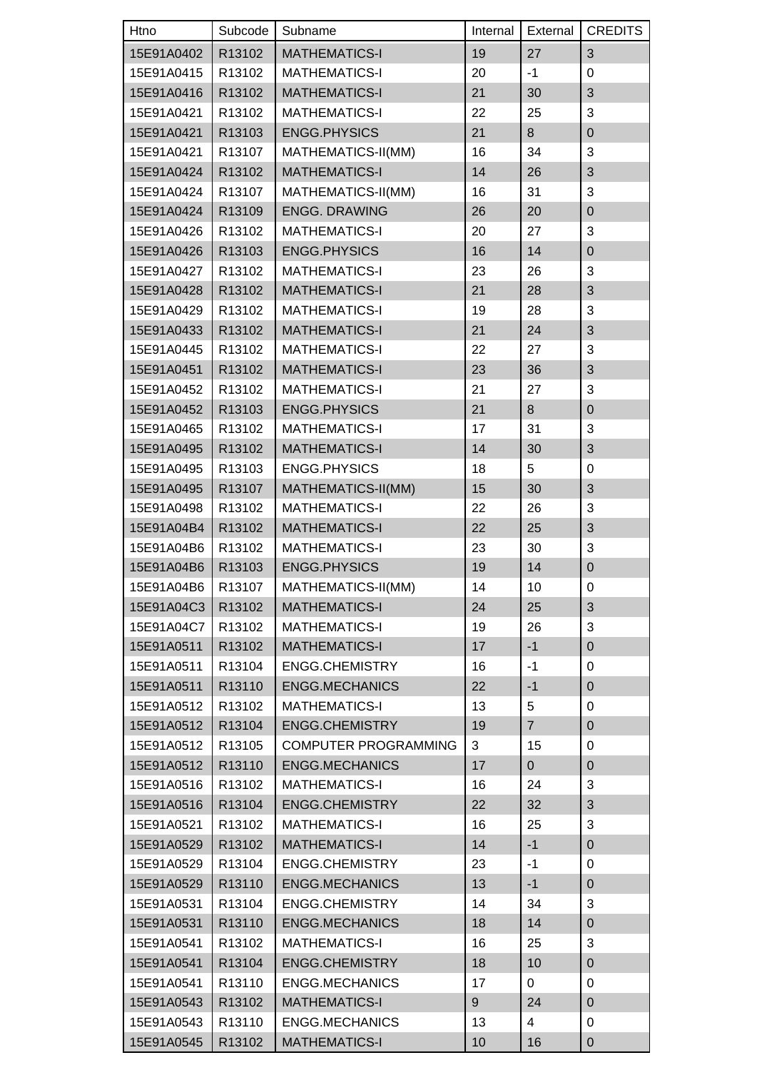| Htno | Subcode | Subname | Internal | External | CREDITS |
|---|---|---|---|---|---|
| 15E91A0402 | R13102 | MATHEMATICS-I | 19 | 27 | 3 |
| 15E91A0415 | R13102 | MATHEMATICS-I | 20 | -1 | 0 |
| 15E91A0416 | R13102 | MATHEMATICS-I | 21 | 30 | 3 |
| 15E91A0421 | R13102 | MATHEMATICS-I | 22 | 25 | 3 |
| 15E91A0421 | R13103 | ENGG.PHYSICS | 21 | 8 | 0 |
| 15E91A0421 | R13107 | MATHEMATICS-II(MM) | 16 | 34 | 3 |
| 15E91A0424 | R13102 | MATHEMATICS-I | 14 | 26 | 3 |
| 15E91A0424 | R13107 | MATHEMATICS-II(MM) | 16 | 31 | 3 |
| 15E91A0424 | R13109 | ENGG. DRAWING | 26 | 20 | 0 |
| 15E91A0426 | R13102 | MATHEMATICS-I | 20 | 27 | 3 |
| 15E91A0426 | R13103 | ENGG.PHYSICS | 16 | 14 | 0 |
| 15E91A0427 | R13102 | MATHEMATICS-I | 23 | 26 | 3 |
| 15E91A0428 | R13102 | MATHEMATICS-I | 21 | 28 | 3 |
| 15E91A0429 | R13102 | MATHEMATICS-I | 19 | 28 | 3 |
| 15E91A0433 | R13102 | MATHEMATICS-I | 21 | 24 | 3 |
| 15E91A0445 | R13102 | MATHEMATICS-I | 22 | 27 | 3 |
| 15E91A0451 | R13102 | MATHEMATICS-I | 23 | 36 | 3 |
| 15E91A0452 | R13102 | MATHEMATICS-I | 21 | 27 | 3 |
| 15E91A0452 | R13103 | ENGG.PHYSICS | 21 | 8 | 0 |
| 15E91A0465 | R13102 | MATHEMATICS-I | 17 | 31 | 3 |
| 15E91A0495 | R13102 | MATHEMATICS-I | 14 | 30 | 3 |
| 15E91A0495 | R13103 | ENGG.PHYSICS | 18 | 5 | 0 |
| 15E91A0495 | R13107 | MATHEMATICS-II(MM) | 15 | 30 | 3 |
| 15E91A0498 | R13102 | MATHEMATICS-I | 22 | 26 | 3 |
| 15E91A04B4 | R13102 | MATHEMATICS-I | 22 | 25 | 3 |
| 15E91A04B6 | R13102 | MATHEMATICS-I | 23 | 30 | 3 |
| 15E91A04B6 | R13103 | ENGG.PHYSICS | 19 | 14 | 0 |
| 15E91A04B6 | R13107 | MATHEMATICS-II(MM) | 14 | 10 | 0 |
| 15E91A04C3 | R13102 | MATHEMATICS-I | 24 | 25 | 3 |
| 15E91A04C7 | R13102 | MATHEMATICS-I | 19 | 26 | 3 |
| 15E91A0511 | R13102 | MATHEMATICS-I | 17 | -1 | 0 |
| 15E91A0511 | R13104 | ENGG.CHEMISTRY | 16 | -1 | 0 |
| 15E91A0511 | R13110 | ENGG.MECHANICS | 22 | -1 | 0 |
| 15E91A0512 | R13102 | MATHEMATICS-I | 13 | 5 | 0 |
| 15E91A0512 | R13104 | ENGG.CHEMISTRY | 19 | 7 | 0 |
| 15E91A0512 | R13105 | COMPUTER PROGRAMMING | 3 | 15 | 0 |
| 15E91A0512 | R13110 | ENGG.MECHANICS | 17 | 0 | 0 |
| 15E91A0516 | R13102 | MATHEMATICS-I | 16 | 24 | 3 |
| 15E91A0516 | R13104 | ENGG.CHEMISTRY | 22 | 32 | 3 |
| 15E91A0521 | R13102 | MATHEMATICS-I | 16 | 25 | 3 |
| 15E91A0529 | R13102 | MATHEMATICS-I | 14 | -1 | 0 |
| 15E91A0529 | R13104 | ENGG.CHEMISTRY | 23 | -1 | 0 |
| 15E91A0529 | R13110 | ENGG.MECHANICS | 13 | -1 | 0 |
| 15E91A0531 | R13104 | ENGG.CHEMISTRY | 14 | 34 | 3 |
| 15E91A0531 | R13110 | ENGG.MECHANICS | 18 | 14 | 0 |
| 15E91A0541 | R13102 | MATHEMATICS-I | 16 | 25 | 3 |
| 15E91A0541 | R13104 | ENGG.CHEMISTRY | 18 | 10 | 0 |
| 15E91A0541 | R13110 | ENGG.MECHANICS | 17 | 0 | 0 |
| 15E91A0543 | R13102 | MATHEMATICS-I | 9 | 24 | 0 |
| 15E91A0543 | R13110 | ENGG.MECHANICS | 13 | 4 | 0 |
| 15E91A0545 | R13102 | MATHEMATICS-I | 10 | 16 | 0 |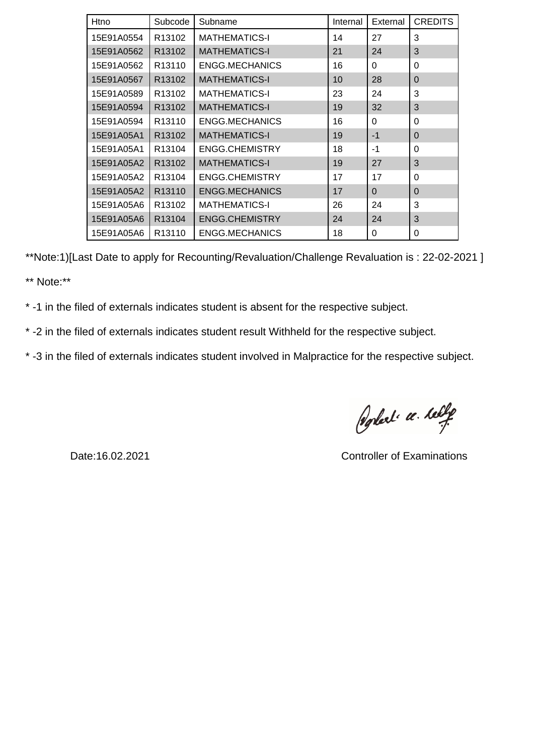| Htno | Subcode | Subname | Internal | External | CREDITS |
|---|---|---|---|---|---|
| 15E91A0554 | R13102 | MATHEMATICS-I | 14 | 27 | 3 |
| 15E91A0562 | R13102 | MATHEMATICS-I | 21 | 24 | 3 |
| 15E91A0562 | R13110 | ENGG.MECHANICS | 16 | 0 | 0 |
| 15E91A0567 | R13102 | MATHEMATICS-I | 10 | 28 | 0 |
| 15E91A0589 | R13102 | MATHEMATICS-I | 23 | 24 | 3 |
| 15E91A0594 | R13102 | MATHEMATICS-I | 19 | 32 | 3 |
| 15E91A0594 | R13110 | ENGG.MECHANICS | 16 | 0 | 0 |
| 15E91A05A1 | R13102 | MATHEMATICS-I | 19 | -1 | 0 |
| 15E91A05A1 | R13104 | ENGG.CHEMISTRY | 18 | -1 | 0 |
| 15E91A05A2 | R13102 | MATHEMATICS-I | 19 | 27 | 3 |
| 15E91A05A2 | R13104 | ENGG.CHEMISTRY | 17 | 17 | 0 |
| 15E91A05A2 | R13110 | ENGG.MECHANICS | 17 | 0 | 0 |
| 15E91A05A6 | R13102 | MATHEMATICS-I | 26 | 24 | 3 |
| 15E91A05A6 | R13104 | ENGG.CHEMISTRY | 24 | 24 | 3 |
| 15E91A05A6 | R13110 | ENGG.MECHANICS | 18 | 0 | 0 |

**Note:1)[Last Date to apply for Recounting/Revaluation/Challenge Revaluation is : 22-02-2021 ]

** Note:**

* -1 in the filed of externals indicates student is absent for the respective subject.

* -2 in the filed of externals indicates student result Withheld for the respective subject.

* -3 in the filed of externals indicates student involved in Malpractice for the respective subject.

Date:16.02.2021

Controller of Examinations